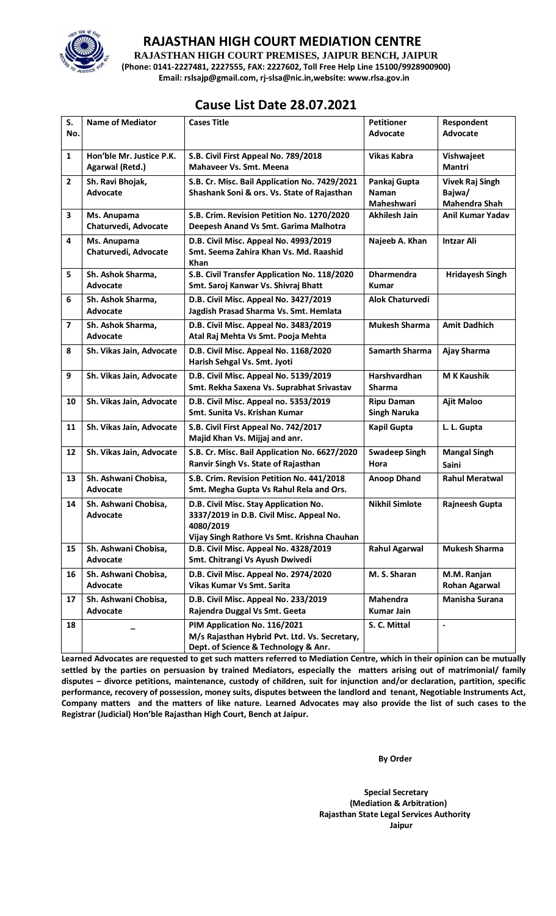# RAJASTHAN HIGH COURT MEDIATION CENTRE

**RAJASTHAN HIGH COURT PREMISES, JAIPUR BENCH, JAIPUR**

**(Phone: 0141-2227481, 2227555, FAX: 2227602, Toll Free Help Line 15100/9928900900)**

**Email: rslsajp@gmail.com, rj-slsa@nic.in,website: www.rlsa.gov.in**

## Cause List Date 28.07.2021

| S. No. | Name of Mediator | Cases Title | Petitioner Advocate | Respondent Advocate |
|---|---|---|---|---|
| 1 | Hon'ble Mr. Justice P.K. Agarwal (Retd.) | S.B. Civil First Appeal No. 789/2018 Mahaveer Vs. Smt. Meena | Vikas Kabra | Vishwajeet Mantri |
| 2 | Sh. Ravi Bhojak, Advocate | S.B. Cr. Misc. Bail Application No. 7429/2021 Shashank Soni & ors. Vs. State of Rajasthan | Pankaj Gupta Naman Maheshwari | Vivek Raj Singh Bajwa/ Mahendra Shah |
| 3 | Ms. Anupama Chaturvedi, Advocate | S.B. Crim. Revision Petition No. 1270/2020 Deepesh Anand Vs Smt. Garima Malhotra | Akhilesh Jain | Anil Kumar Yadav |
| 4 | Ms. Anupama Chaturvedi, Advocate | D.B. Civil Misc. Appeal No. 4993/2019 Smt. Seema Zahira Khan Vs. Md. Raashid Khan | Najeeb A. Khan | Intzar Ali |
| 5 | Sh. Ashok Sharma, Advocate | S.B. Civil Transfer Application No. 118/2020 Smt. Saroj Kanwar Vs. Shivraj Bhatt | Dharmendra Kumar | Hridayesh Singh |
| 6 | Sh. Ashok Sharma, Advocate | D.B. Civil Misc. Appeal No. 3427/2019 Jagdish Prasad Sharma Vs. Smt. Hemlata | Alok Chaturvedi | |
| 7 | Sh. Ashok Sharma, Advocate | D.B. Civil Misc. Appeal No. 3483/2019 Atal Raj Mehta Vs Smt. Pooja Mehta | Mukesh Sharma | Amit Dadhich |
| 8 | Sh. Vikas Jain, Advocate | D.B. Civil Misc. Appeal No. 1168/2020 Harish Sehgal Vs. Smt. Jyoti | Samarth Sharma | Ajay Sharma |
| 9 | Sh. Vikas Jain, Advocate | D.B. Civil Misc. Appeal No. 5139/2019 Smt. Rekha Saxena Vs. Suprabhat Srivastav | Harshvardhan Sharma | M K Kaushik |
| 10 | Sh. Vikas Jain, Advocate | D.B. Civil Misc. Appeal no. 5353/2019 Smt. Sunita Vs. Krishan Kumar | Ripu Daman Singh Naruka | Ajit Maloo |
| 11 | Sh. Vikas Jain, Advocate | S.B. Civil First Appeal No. 742/2017 Majid Khan Vs. Mijjaj and anr. | Kapil Gupta | L. L. Gupta |
| 12 | Sh. Vikas Jain, Advocate | S.B. Cr. Misc. Bail Application No. 6627/2020 Ranvir Singh Vs. State of Rajasthan | Swadeep Singh Hora | Mangal Singh Saini |
| 13 | Sh. Ashwani Chobisa, Advocate | S.B. Crim. Revision Petition No. 441/2018 Smt. Megha Gupta Vs Rahul Rela and Ors. | Anoop Dhand | Rahul Meratwal |
| 14 | Sh. Ashwani Chobisa, Advocate | D.B. Civil Misc. Stay Application No. 3337/2019 in D.B. Civil Misc. Appeal No. 4080/2019 Vijay Singh Rathore Vs Smt. Krishna Chauhan | Nikhil Simlote | Rajneesh Gupta |
| 15 | Sh. Ashwani Chobisa, Advocate | D.B. Civil Misc. Appeal No. 4328/2019 Smt. Chitrangi Vs Ayush Dwivedi | Rahul Agarwal | Mukesh Sharma |
| 16 | Sh. Ashwani Chobisa, Advocate | D.B. Civil Misc. Appeal No. 2974/2020 Vikas Kumar Vs Smt. Sarita | M. S. Sharan | M.M. Ranjan Rohan Agarwal |
| 17 | Sh. Ashwani Chobisa, Advocate | D.B. Civil Misc. Appeal No. 233/2019 Rajendra Duggal Vs Smt. Geeta | Mahendra Kumar Jain | Manisha Surana |
| 18 | _ | PIM Application No. 116/2021 M/s Rajasthan Hybrid Pvt. Ltd. Vs. Secretary, Dept. of Science & Technology & Anr. | S. C. Mittal | - |

**Learned Advocates are requested to get such matters referred to Mediation Centre, which in their opinion can be mutually settled by the parties on persuasion by trained Mediators, especially the matters arising out of matrimonial/ family disputes – divorce petitions, maintenance, custody of children, suit for injunction and/or declaration, partition, specific performance, recovery of possession, money suits, disputes between the landlord and tenant, Negotiable Instruments Act, Company matters and the matters of like nature. Learned Advocates may also provide the list of such cases to the Registrar (Judicial) Hon'ble Rajasthan High Court, Bench at Jaipur.**

**By Order**

**Special Secretary**
**(Mediation & Arbitration)**
**Rajasthan State Legal Services Authority**
**Jaipur**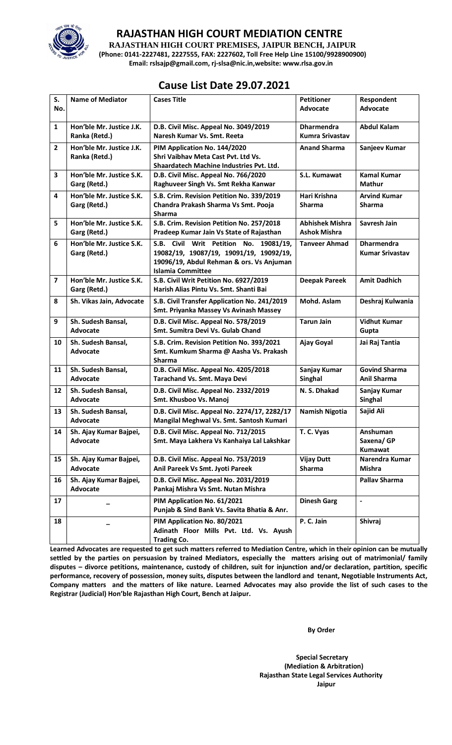# RAJASTHAN HIGH COURT MEDIATION CENTRE

**RAJASTHAN HIGH COURT PREMISES, JAIPUR BENCH, JAIPUR**
**(Phone: 0141-2227481, 2227555, FAX: 2227602, Toll Free Help Line 15100/9928900900)**
**Email: rslsajp@gmail.com, rj-slsa@nic.in,website: www.rlsa.gov.in**

## Cause List Date 29.07.2021

| S. No. | Name of Mediator | Cases Title | Petitioner Advocate | Respondent Advocate |
|---|---|---|---|---|
| 1 | Hon'ble Mr. Justice J.K. Ranka (Retd.) | D.B. Civil Misc. Appeal No. 3049/2019 Naresh Kumar Vs. Smt. Reeta | Dharmendra Kumra Srivastav | Abdul Kalam |
| 2 | Hon'ble Mr. Justice J.K. Ranka (Retd.) | PIM Application No. 144/2020 Shri Vaibhav Meta Cast Pvt. Ltd Vs. Shaardatech Machine Industries Pvt. Ltd. | Anand Sharma | Sanjeev Kumar |
| 3 | Hon'ble Mr. Justice S.K. Garg (Retd.) | D.B. Civil Misc. Appeal No. 766/2020 Raghuveer Singh Vs. Smt Rekha Kanwar | S.L. Kumawat | Kamal Kumar Mathur |
| 4 | Hon'ble Mr. Justice S.K. Garg (Retd.) | S.B. Crim. Revision Petition No. 339/2019 Chandra Prakash Sharma Vs Smt. Pooja Sharma | Hari Krishna Sharma | Arvind Kumar Sharma |
| 5 | Hon'ble Mr. Justice S.K. Garg (Retd.) | S.B. Crim. Revision Petition No. 257/2018 Pradeep Kumar Jain Vs State of Rajasthan | Abhishek Mishra Ashok Mishra | Savresh Jain |
| 6 | Hon'ble Mr. Justice S.K. Garg (Retd.) | S.B. Civil Writ Petition No. 19081/19, 19082/19, 19087/19, 19091/19, 19092/19, 19096/19, Abdul Rehman & ors. Vs Anjuman Islamia Committee | Tanveer Ahmad | Dharmendra Kumar Srivastav |
| 7 | Hon'ble Mr. Justice S.K. Garg (Retd.) | S.B. Civil Writ Petition No. 6927/2019 Harish Alias Pintu Vs. Smt. Shanti Bai | Deepak Pareek | Amit Dadhich |
| 8 | Sh. Vikas Jain, Advocate | S.B. Civil Transfer Application No. 241/2019 Smt. Priyanka Massey Vs Avinash Massey | Mohd. Aslam | Deshraj Kulwania |
| 9 | Sh. Sudesh Bansal, Advocate | D.B. Civil Misc. Appeal No. 578/2019 Smt. Sumitra Devi Vs. Gulab Chand | Tarun Jain | Vidhut Kumar Gupta |
| 10 | Sh. Sudesh Bansal, Advocate | S.B. Crim. Revision Petition No. 393/2021 Smt. Kumkum Sharma @ Aasha Vs. Prakash Sharma | Ajay Goyal | Jai Raj Tantia |
| 11 | Sh. Sudesh Bansal, Advocate | D.B. Civil Misc. Appeal No. 4205/2018 Tarachand Vs. Smt. Maya Devi | Sanjay Kumar Singhal | Govind Sharma Anil Sharma |
| 12 | Sh. Sudesh Bansal, Advocate | D.B. Civil Misc. Appeal No. 2332/2019 Smt. Khusboo Vs. Manoj | N. S. Dhakad | Sanjay Kumar Singhal |
| 13 | Sh. Sudesh Bansal, Advocate | D.B. Civil Misc. Appeal No. 2274/17, 2282/17 Mangilal Meghwal Vs. Smt. Santosh Kumari | Namish Nigotia | Sajid Ali |
| 14 | Sh. Ajay Kumar Bajpei, Advocate | D.B. Civil Misc. Appeal No. 712/2015 Smt. Maya Lakhera Vs Kanhaiya Lal Lakshkar | T. C. Vyas | Anshuman Saxena/ GP Kumawat |
| 15 | Sh. Ajay Kumar Bajpei, Advocate | D.B. Civil Misc. Appeal No. 753/2019 Anil Pareek Vs Smt. Jyoti Pareek | Vijay Dutt Sharma | Narendra Kumar Mishra |
| 16 | Sh. Ajay Kumar Bajpei, Advocate | D.B. Civil Misc. Appeal No. 2031/2019 Pankaj Mishra Vs Smt. Nutan Mishra | | Pallav Sharma |
| 17 | – | PIM Application No. 61/2021 Punjab & Sind Bank Vs. Savita Bhatia & Anr. | Dinesh Garg | - |
| 18 | – | PIM Application No. 80/2021 Adinath Floor Mills Pvt. Ltd. Vs. Ayush Trading Co. | P. C. Jain | Shivraj |

**Learned Advocates are requested to get such matters referred to Mediation Centre, which in their opinion can be mutually settled by the parties on persuasion by trained Mediators, especially the matters arising out of matrimonial/ family disputes – divorce petitions, maintenance, custody of children, suit for injunction and/or declaration, partition, specific performance, recovery of possession, money suits, disputes between the landlord and tenant, Negotiable Instruments Act, Company matters and the matters of like nature. Learned Advocates may also provide the list of such cases to the Registrar (Judicial) Hon'ble Rajasthan High Court, Bench at Jaipur.**

**By Order**

**Special Secretary**
**(Mediation & Arbitration)**
**Rajasthan State Legal Services Authority**
**Jaipur**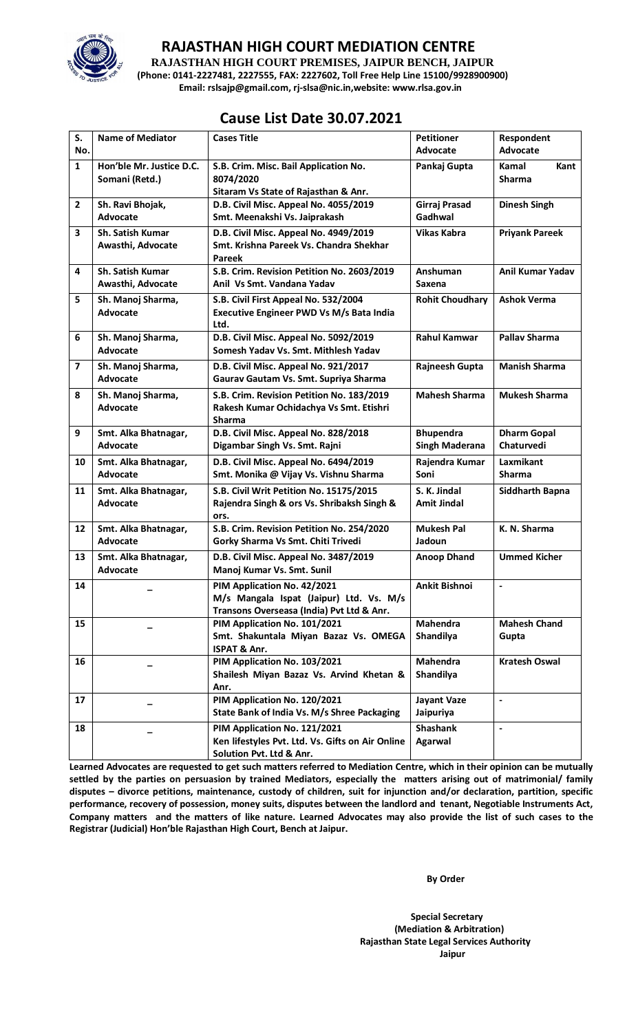# RAJASTHAN HIGH COURT MEDIATION CENTRE

**RAJASTHAN HIGH COURT PREMISES, JAIPUR BENCH, JAIPUR**
**(Phone: 0141-2227481, 2227555, FAX: 2227602, Toll Free Help Line 15100/9928900900)**
**Email: rslsajp@gmail.com, rj-slsa@nic.in,website: www.rlsa.gov.in**

## Cause List Date 30.07.2021

| S. No. | Name of Mediator | Cases Title | Petitioner Advocate | Respondent Advocate |
|---|---|---|---|---|
| 1 | Hon'ble Mr. Justice D.C. Somani (Retd.) | S.B. Crim. Misc. Bail Application No. 8074/2020 Sitaram Vs State of Rajasthan & Anr. | Pankaj Gupta | Kamal Kant Sharma |
| 2 | Sh. Ravi Bhojak, Advocate | D.B. Civil Misc. Appeal No. 4055/2019 Smt. Meenakshi Vs. Jaiprakash | Girraj Prasad Gadhwal | Dinesh Singh |
| 3 | Sh. Satish Kumar Awasthi, Advocate | D.B. Civil Misc. Appeal No. 4949/2019 Smt. Krishna Pareek Vs. Chandra Shekhar Pareek | Vikas Kabra | Priyank Pareek |
| 4 | Sh. Satish Kumar Awasthi, Advocate | S.B. Crim. Revision Petition No. 2603/2019 Anil Vs Smt. Vandana Yadav | Anshuman Saxena | Anil Kumar Yadav |
| 5 | Sh. Manoj Sharma, Advocate | S.B. Civil First Appeal No. 532/2004 Executive Engineer PWD Vs M/s Bata India Ltd. | Rohit Choudhary | Ashok Verma |
| 6 | Sh. Manoj Sharma, Advocate | D.B. Civil Misc. Appeal No. 5092/2019 Somesh Yadav Vs. Smt. Mithlesh Yadav | Rahul Kamwar | Pallav Sharma |
| 7 | Sh. Manoj Sharma, Advocate | D.B. Civil Misc. Appeal No. 921/2017 Gaurav Gautam Vs. Smt. Supriya Sharma | Rajneesh Gupta | Manish Sharma |
| 8 | Sh. Manoj Sharma, Advocate | S.B. Crim. Revision Petition No. 183/2019 Rakesh Kumar Ochidachya Vs Smt. Etishri Sharma | Mahesh Sharma | Mukesh Sharma |
| 9 | Smt. Alka Bhatnagar, Advocate | D.B. Civil Misc. Appeal No. 828/2018 Digambar Singh Vs. Smt. Rajni | Bhupendra Singh Maderana | Dharm Gopal Chaturvedi |
| 10 | Smt. Alka Bhatnagar, Advocate | D.B. Civil Misc. Appeal No. 6494/2019 Smt. Monika @ Vijay Vs. Vishnu Sharma | Rajendra Kumar Soni | Laxmikant Sharma |
| 11 | Smt. Alka Bhatnagar, Advocate | S.B. Civil Writ Petition No. 15175/2015 Rajendra Singh & ors Vs. Shribaksh Singh & ors. | S. K. Jindal Amit Jindal | Siddharth Bapna |
| 12 | Smt. Alka Bhatnagar, Advocate | S.B. Crim. Revision Petition No. 254/2020 Gorky Sharma Vs Smt. Chiti Trivedi | Mukesh Pal Jadoun | K. N. Sharma |
| 13 | Smt. Alka Bhatnagar, Advocate | D.B. Civil Misc. Appeal No. 3487/2019 Manoj Kumar Vs. Smt. Sunil | Anoop Dhand | Ummed Kicher |
| 14 | – | PIM Application No. 42/2021 M/s Mangala Ispat (Jaipur) Ltd. Vs. M/s Transons Overseasa (India) Pvt Ltd & Anr. | Ankit Bishnoi | - |
| 15 | – | PIM Application No. 101/2021 Smt. Shakuntala Miyan Bazaz Vs. OMEGA ISPAT & Anr. | Mahendra Shandilya | Mahesh Chand Gupta |
| 16 | – | PIM Application No. 103/2021 Shailesh Miyan Bazaz Vs. Arvind Khetan & Anr. | Mahendra Shandilya | Kratesh Oswal |
| 17 | – | PIM Application No. 120/2021 State Bank of India Vs. M/s Shree Packaging | Jayant Vaze Jaipuriya | - |
| 18 | – | PIM Application No. 121/2021 Ken lifestyles Pvt. Ltd. Vs. Gifts on Air Online Solution Pvt. Ltd & Anr. | Shashank Agarwal | - |

**Learned Advocates are requested to get such matters referred to Mediation Centre, which in their opinion can be mutually settled by the parties on persuasion by trained Mediators, especially the matters arising out of matrimonial/ family disputes – divorce petitions, maintenance, custody of children, suit for injunction and/or declaration, partition, specific performance, recovery of possession, money suits, disputes between the landlord and tenant, Negotiable Instruments Act, Company matters and the matters of like nature. Learned Advocates may also provide the list of such cases to the Registrar (Judicial) Hon'ble Rajasthan High Court, Bench at Jaipur.**

**By Order**

**Special Secretary**
**(Mediation & Arbitration)**
**Rajasthan State Legal Services Authority**
**Jaipur**